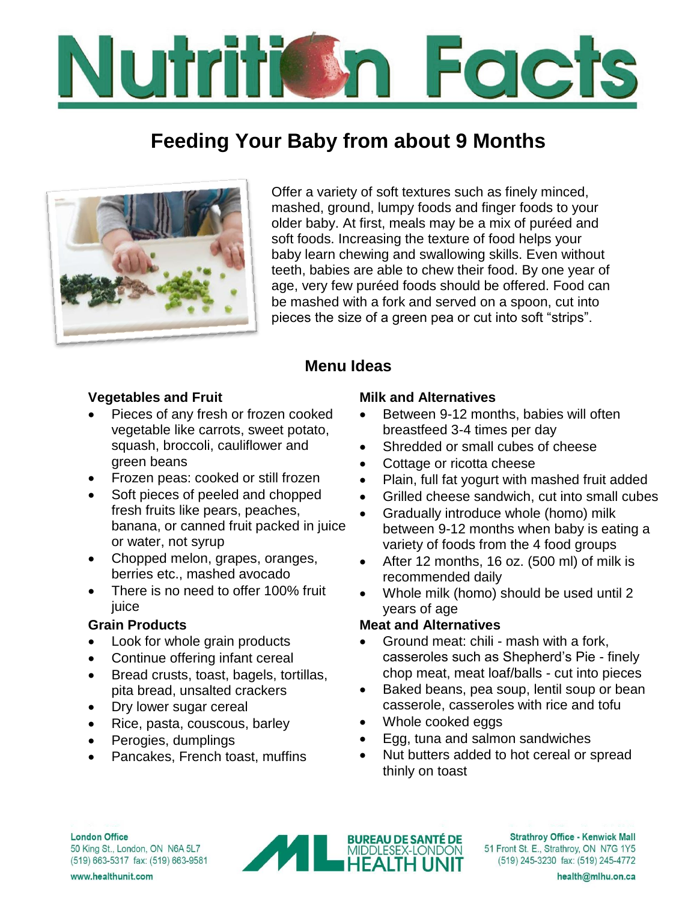# Nutrition Facts

## Feeding Your Baby from about 9 Months

Offer a variety of soft textures such as finely minced, mashed, ground, lumpy foods and finger foods to your older baby. At first, meals may be a mix of puréed and soft foods. Increasing the texture of food helps your baby learn chewing and swallowing skills. Even without teeth, babies are able to chew their food. By one year of age, very few puréed foods should be offered. Food can be mashed with a fork and served on a spoon, cut into pieces the size of a green pea or cut into soft "strips".

### Menu Ideas

**Vegetables and Fruit**

- Pieces of any fresh or frozen cooked vegetable like carrots, sweet potato, squash, broccoli, cauliflower and green beans
- Frozen peas: cooked or still frozen
- Soft pieces of peeled and chopped fresh fruits like pears, peaches, banana, or canned fruit packed in juice or water, not syrup
- Chopped melon, grapes, oranges, berries etc., mashed avocado
- There is no need to offer 100% fruit juice

**Grain Products**

- Look for whole grain products
- Continue offering infant cereal
- Bread crusts, toast, bagels, tortillas, pita bread, unsalted crackers
- Dry lower sugar cereal
- Rice, pasta, couscous, barley
- Perogies, dumplings
- Pancakes, French toast, muffins

**Milk and Alternatives**

- Between 9-12 months, babies will often breastfeed 3-4 times per day
- Shredded or small cubes of cheese
- Cottage or ricotta cheese
- Plain, full fat yogurt with mashed fruit added
- Grilled cheese sandwich, cut into small cubes
- Gradually introduce whole (homo) milk between 9-12 months when baby is eating a variety of foods from the 4 food groups
- After 12 months, 16 oz. (500 ml) of milk is recommended daily
- Whole milk (homo) should be used until 2 years of age

**Meat and Alternatives**

- Ground meat: chili - mash with a fork, casseroles such as Shepherd's Pie - finely chop meat, meat loaf/balls - cut into pieces
- Baked beans, pea soup, lentil soup or bean casserole, casseroles with rice and tofu
- Whole cooked eggs
- Egg, tuna and salmon sandwiches
- Nut butters added to hot cereal or spread thinly on toast

**London Office**
50 King St., London, ON N6A 5L7
(519) 663-5317 fax: (519) 663-9581
www.healthunit.com

BUREAU DE SANTÉ DE MIDDLESEX-LONDON HEALTH UNIT

**Strathroy Office - Kenwick Mall**
51 Front St. E., Strathroy, ON N7G 1Y5
(519) 245-3230 fax: (519) 245-4772
health@mlhu.on.ca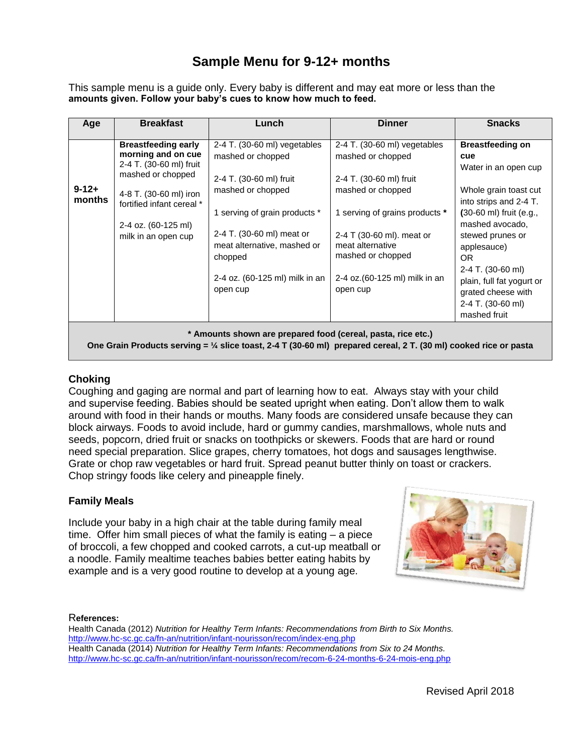# Sample Menu for 9-12+ months

This sample menu is a guide only. Every baby is different and may eat more or less than the **amounts given. Follow your baby's cues to know how much to feed.**

| Age | Breakfast | Lunch | Dinner | Snacks |
|---|---|---|---|---|
| **9-12+ months** | **Breastfeeding early morning and on cue**<br>2-4 T. (30-60 ml) fruit mashed or chopped<br><br>4-8 T. (30-60 ml) iron fortified infant cereal *<br><br>2-4 oz. (60-125 ml) milk in an open cup | 2-4 T. (30-60 ml) vegetables mashed or chopped<br><br>2-4 T. (30-60 ml) fruit mashed or chopped<br><br>1 serving of grain products *<br><br>2-4 T. (30-60 ml) meat or meat alternative, mashed or chopped<br><br>2-4 oz. (60-125 ml) milk in an open cup | 2-4 T. (30-60 ml) vegetables mashed or chopped<br><br>2-4 T. (30-60 ml) fruit mashed or chopped<br><br>1 serving of grains products **\***<br><br>2-4 T (30-60 ml). meat or meat alternative mashed or chopped<br><br>2-4 oz.(60-125 ml) milk in an open cup | **Breastfeeding on cue**<br>Water in an open cup<br><br>Whole grain toast cut into strips and 2-4 T. **(**30-60 ml) fruit (e.g., mashed avocado, stewed prunes or applesauce)<br>OR<br>2-4 T. (30-60 ml) plain, full fat yogurt or grated cheese with 2-4 T. (30-60 ml) mashed fruit |

**\* Amounts shown are prepared food (cereal, pasta, rice etc.)**
**One Grain Products serving = ¼ slice toast, 2-4 T (30-60 ml) prepared cereal, 2 T. (30 ml) cooked rice or pasta**

## Choking

Coughing and gaging are normal and part of learning how to eat. Always stay with your child and supervise feeding. Babies should be seated upright when eating. Don't allow them to walk around with food in their hands or mouths. Many foods are considered unsafe because they can block airways. Foods to avoid include, hard or gummy candies, marshmallows, whole nuts and seeds, popcorn, dried fruit or snacks on toothpicks or skewers. Foods that are hard or round need special preparation. Slice grapes, cherry tomatoes, hot dogs and sausages lengthwise. Grate or chop raw vegetables or hard fruit. Spread peanut butter thinly on toast or crackers. Chop stringy foods like celery and pineapple finely.

## Family Meals

Include your baby in a high chair at the table during family meal time. Offer him small pieces of what the family is eating – a piece of broccoli, a few chopped and cooked carrots, a cut-up meatball or a noodle. Family mealtime teaches babies better eating habits by example and is a very good routine to develop at a young age.

**References:**
Health Canada (2012) *Nutrition for Healthy Term Infants: Recommendations from Birth to Six Months.*
http://www.hc-sc.gc.ca/fn-an/nutrition/infant-nourisson/recom/index-eng.php
Health Canada (2014) *Nutrition for Healthy Term Infants: Recommendations from Six to 24 Months.*
http://www.hc-sc.gc.ca/fn-an/nutrition/infant-nourisson/recom/recom-6-24-months-6-24-mois-eng.php

Revised April 2018